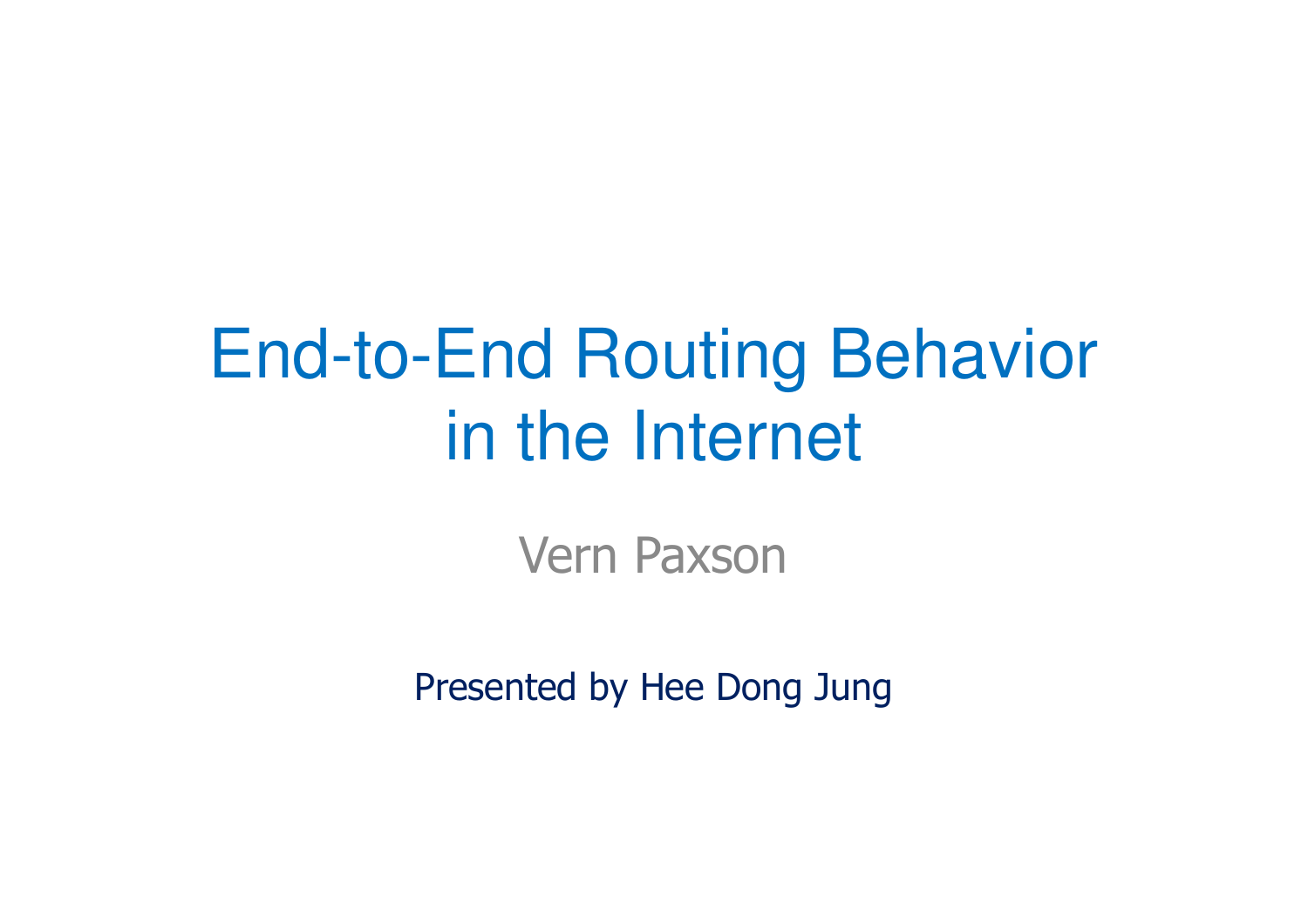# End-to-End Routing Behavior in the Internet

Vern Paxson

Presented by Hee Dong Jung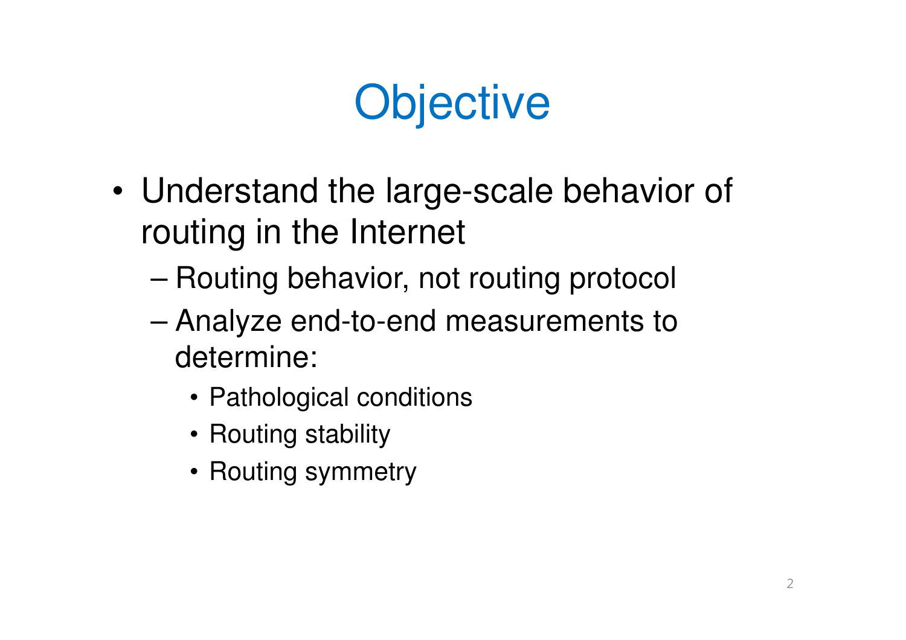# Objective

- Understand the large-scale behavior of routing in the Internet
  - Routing behavior, not routing protocol
  - Analyze end-to-end measurements to determine:
    - Pathological conditions
    - Routing stability
    - Routing symmetry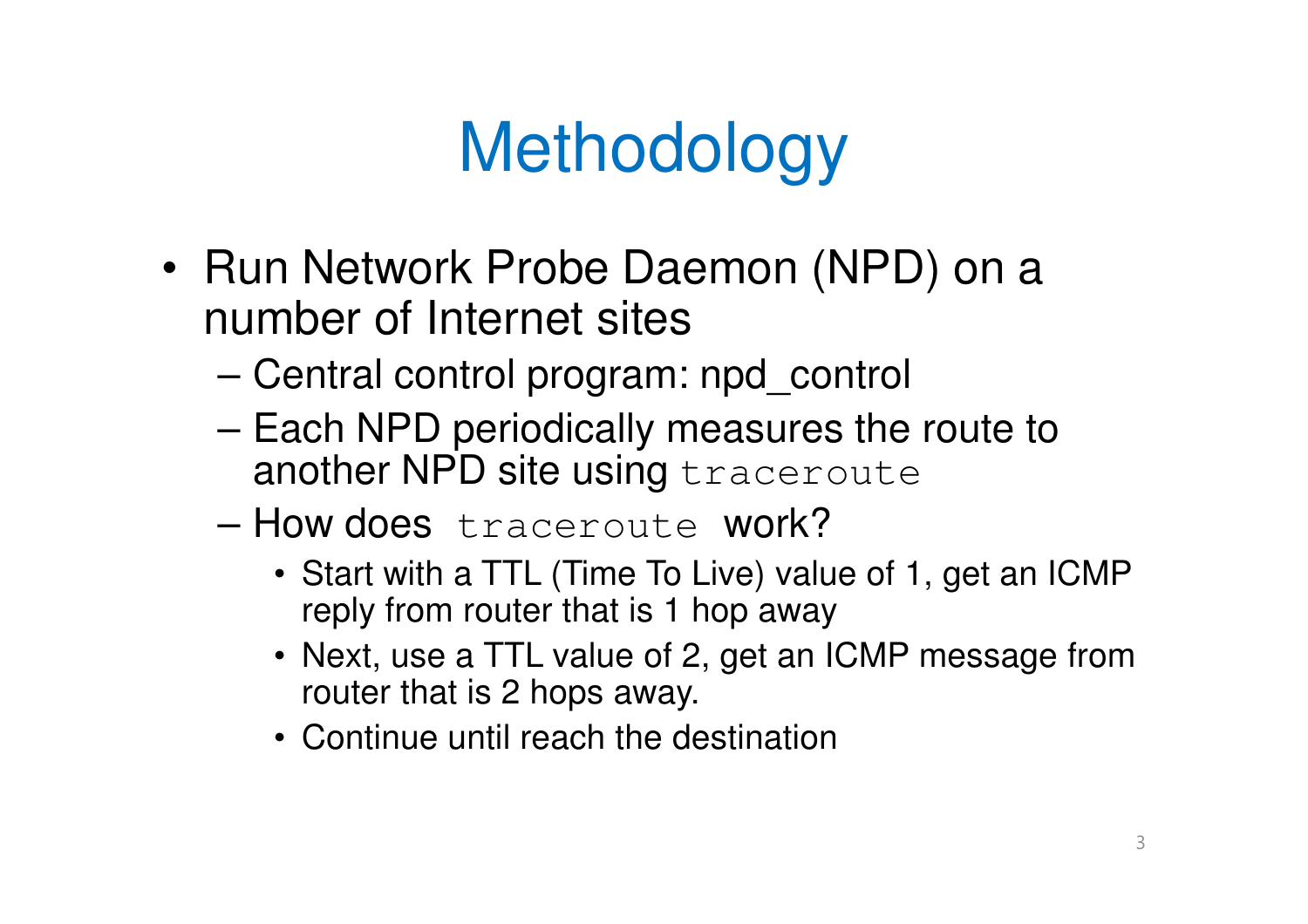# Methodology

- Run Network Probe Daemon (NPD) on a number of Internet sites
  - Central control program: npd_control
  - Each NPD periodically measures the route to another NPD site using `traceroute`
  - How does `traceroute` work?
    - Start with a TTL (Time To Live) value of 1, get an ICMP reply from router that is 1 hop away
    - Next, use a TTL value of 2, get an ICMP message from router that is 2 hops away.
    - Continue until reach the destination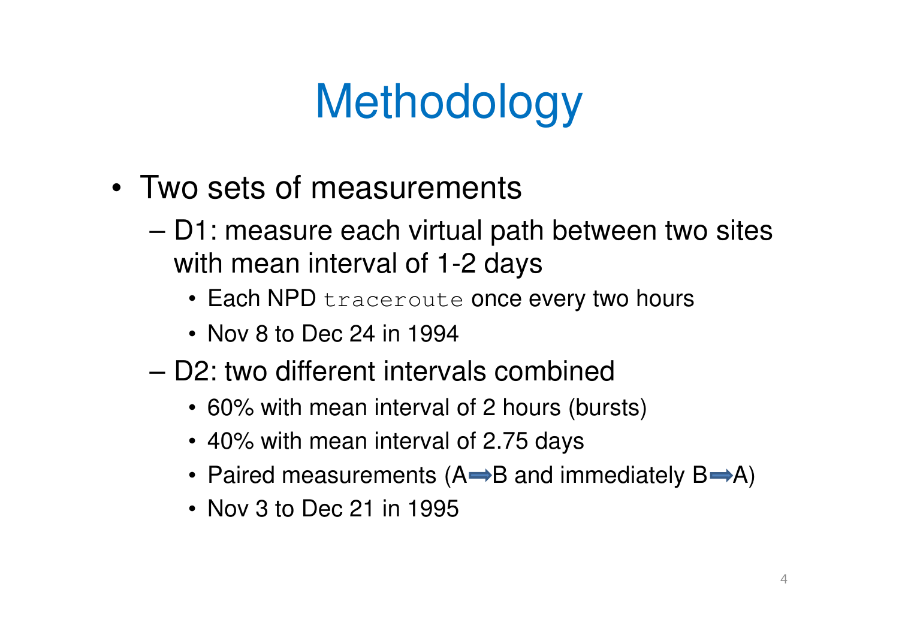# Methodology

- Two sets of measurements
  - D1: measure each virtual path between two sites with mean interval of 1-2 days
    - Each NPD `traceroute` once every two hours
    - Nov 8 to Dec 24 in 1994
  - D2: two different intervals combined
    - 60% with mean interval of 2 hours (bursts)
    - 40% with mean interval of 2.75 days
    - Paired measurements (A➡B and immediately B➡A)
    - Nov 3 to Dec 21 in 1995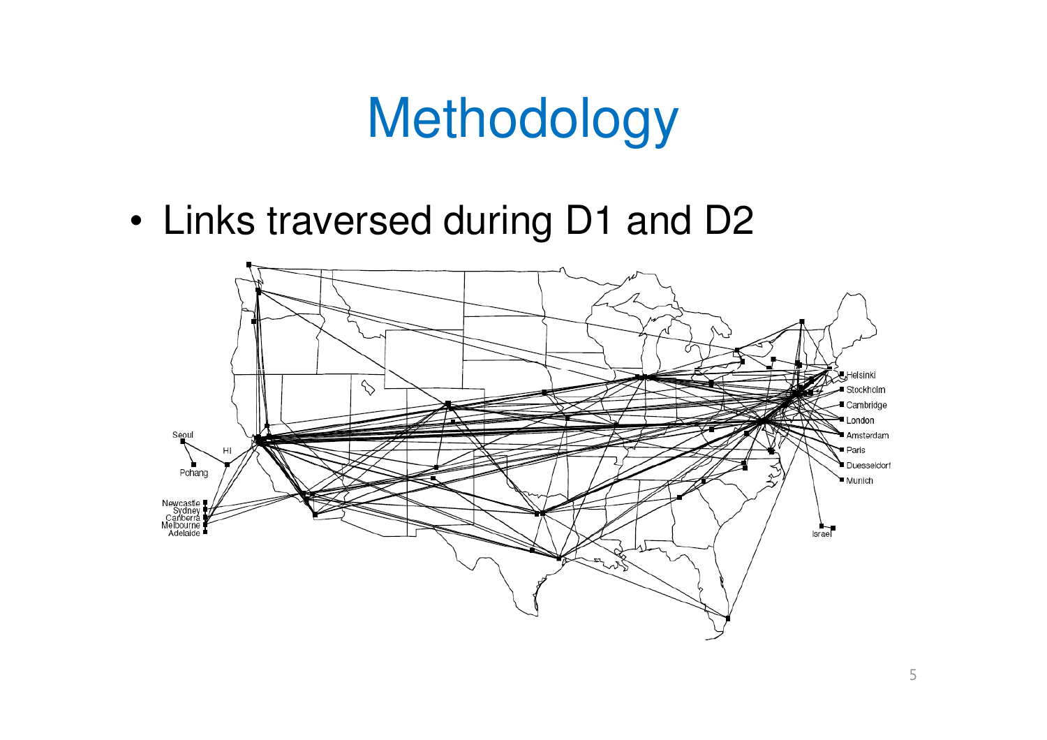# Methodology

- Links traversed during D1 and D2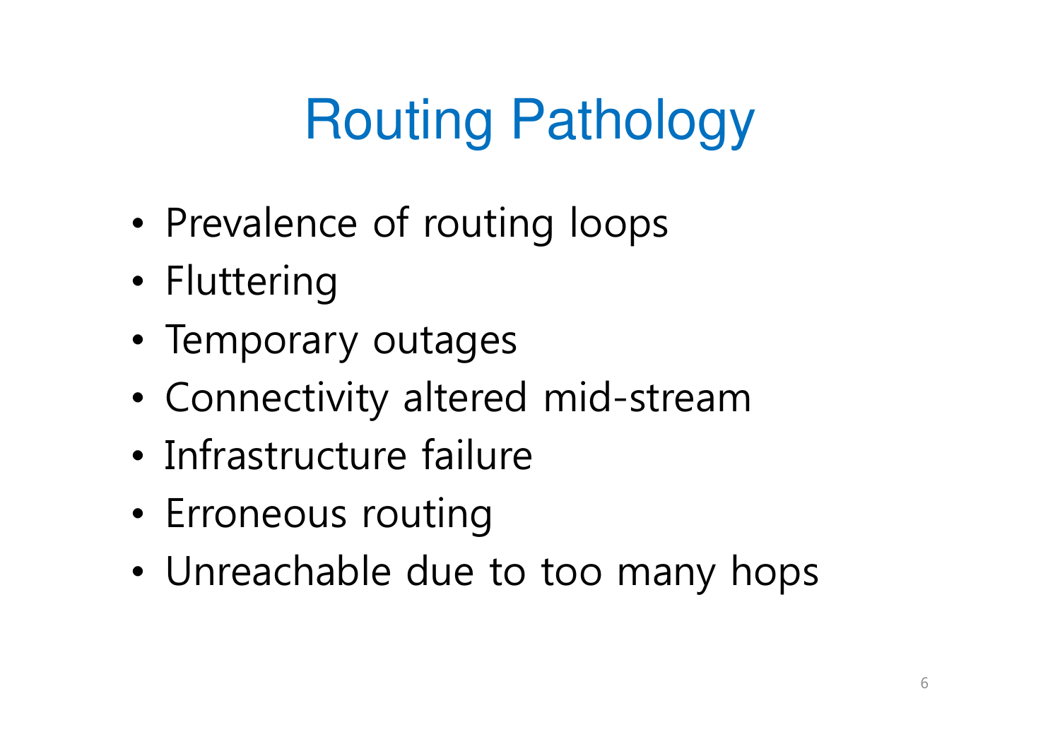# Routing Pathology

- Prevalence of routing loops
- Fluttering
- Temporary outages
- Connectivity altered mid-stream
- Infrastructure failure
- Erroneous routing
- Unreachable due to too many hops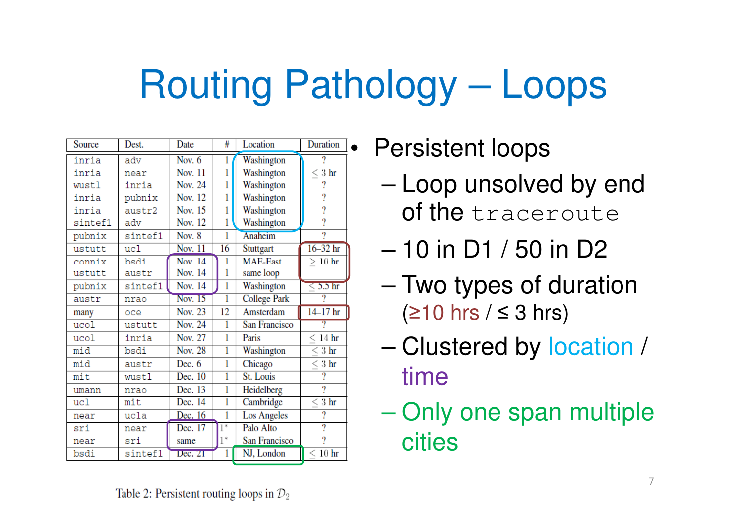# Routing Pathology – Loops

| Source | Dest. | Date | # | Location | Duration |
|---|---|---|---|---|---|
| inria | adv | Nov. 6 | 1 | Washington | ? |
| inria | near | Nov. 11 | 1 | Washington | ≤ 3 hr |
| wustl | inria | Nov. 24 | 1 | Washington | ? |
| inria | pubnix | Nov. 12 | 1 | Washington | ? |
| inria | austr2 | Nov. 15 | 1 | Washington | ? |
| sintef1 | adv | Nov. 12 | 1 | Washington | ? |
| pubnix | sintef1 | Nov. 8 | 1 | Anaheim | ? |
| ustutt | ucl | Nov. 11 | 16 | Stuttgart | 16–32 hr |
| connix | bsdi | Nov. 14 | 1 | MAE-East | ≥ 10 hr |
| ustutt | austr | Nov. 14 | 1 | same loop | |
| pubnix | sintef1 | Nov. 14 | 1 | Washington | ≤ 5.5 hr |
| austr | nrao | Nov. 15 | 1 | College Park | ? |
| many | oce | Nov. 23 | 12 | Amsterdam | 14–17 hr |
| ucol | ustutt | Nov. 24 | 1 | San Francisco | ? |
| ucol | inria | Nov. 27 | 1 | Paris | ≤ 14 hr |
| mid | bsdi | Nov. 28 | 1 | Washington | ≤ 3 hr |
| mid | austr | Dec. 6 | 1 | Chicago | ≤ 3 hr |
| mit | wustl | Dec. 10 | 1 | St. Louis | ? |
| umann | nrao | Dec. 13 | 1 | Heidelberg | ? |
| ucl | mit | Dec. 14 | 1 | Cambridge | ≤ 3 hr |
| near | ucla | Dec. 16 | 1 | Los Angeles | ? |
| sri | near | Dec. 17 | 1* | Palo Alto | ? |
| near | sri | same | 1* | San Francisco | ? |
| bsdi | sintef1 | Dec. 21 | 1 | NJ, London | ≤ 10 hr |

Table 2: Persistent routing loops in $\mathcal{D}_2$

- Persistent loops
  - Loop unsolved by end of the `traceroute`
  - 10 in D1 / 50 in D2
  - Two types of duration (≥10 hrs / ≤ 3 hrs)
  - Clustered by location / time
  - Only one span multiple cities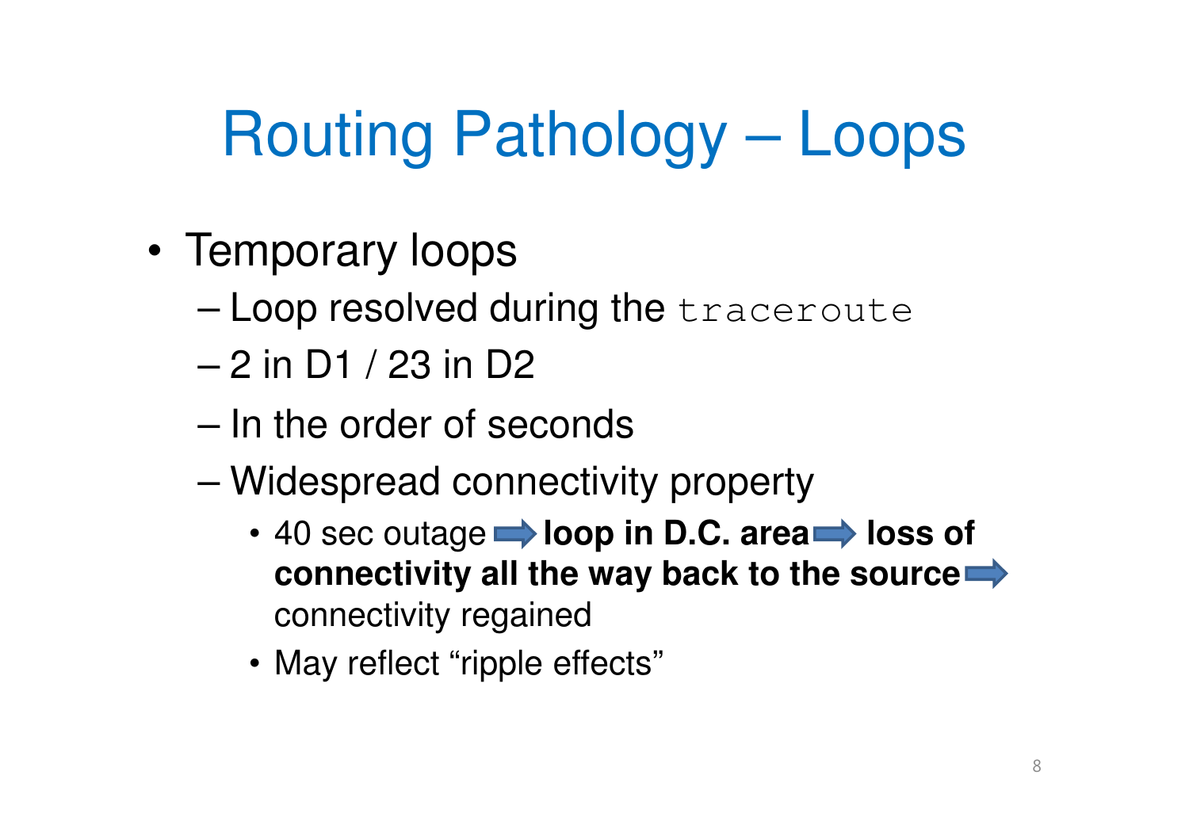# Routing Pathology – Loops

- Temporary loops
  - Loop resolved during the `traceroute`
  - 2 in D1 / 23 in D2
  - In the order of seconds
  - Widespread connectivity property
    - 40 sec outage ➡ **loop in D.C. area** ➡ **loss of connectivity all the way back to the source** ➡ connectivity regained
    - May reflect “ripple effects”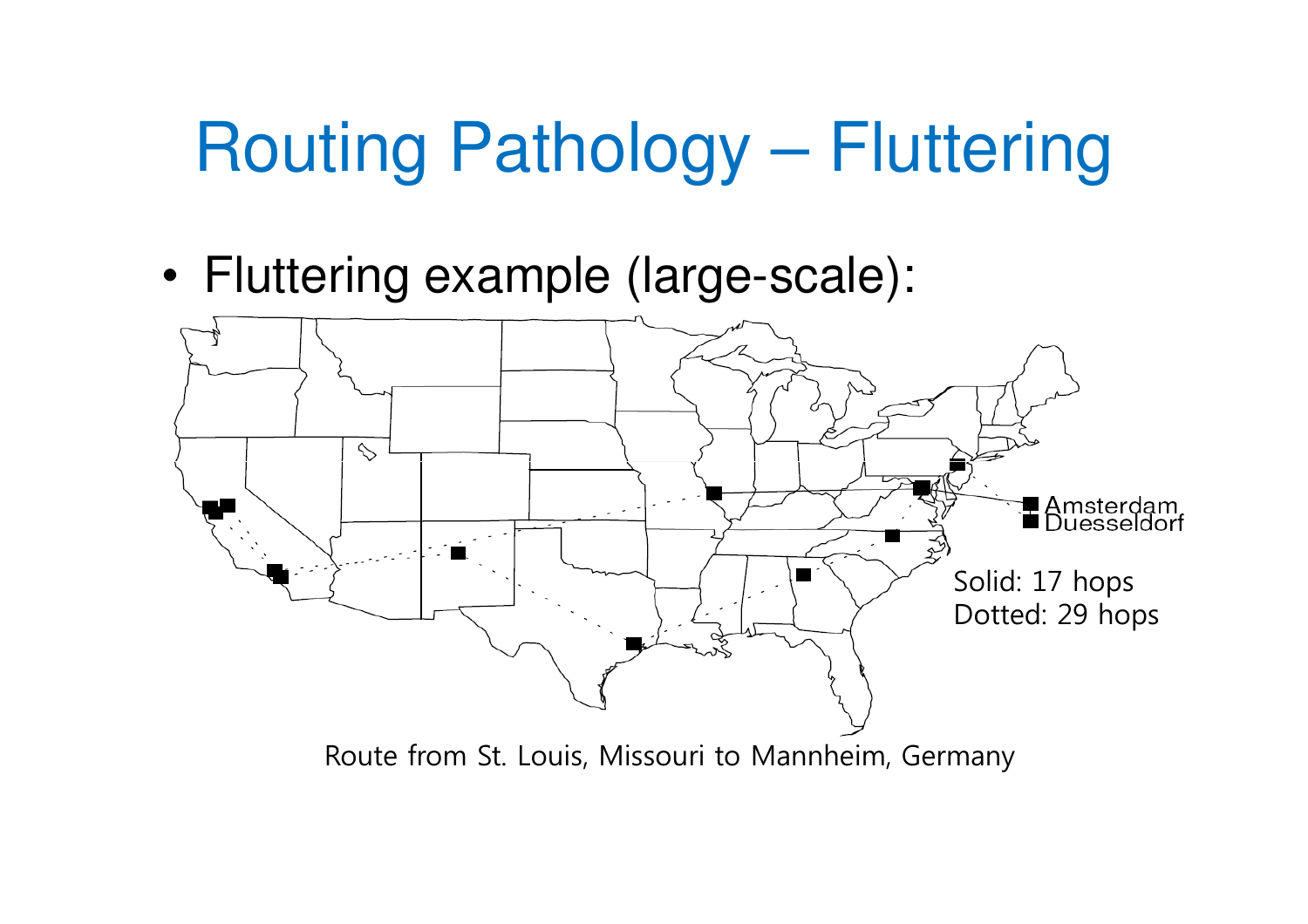# Routing Pathology – Fluttering

- Fluttering example (large-scale):

Amsterdam
Duesseldorf

Solid: 17 hops
Dotted: 29 hops

Route from St. Louis, Missouri to Mannheim, Germany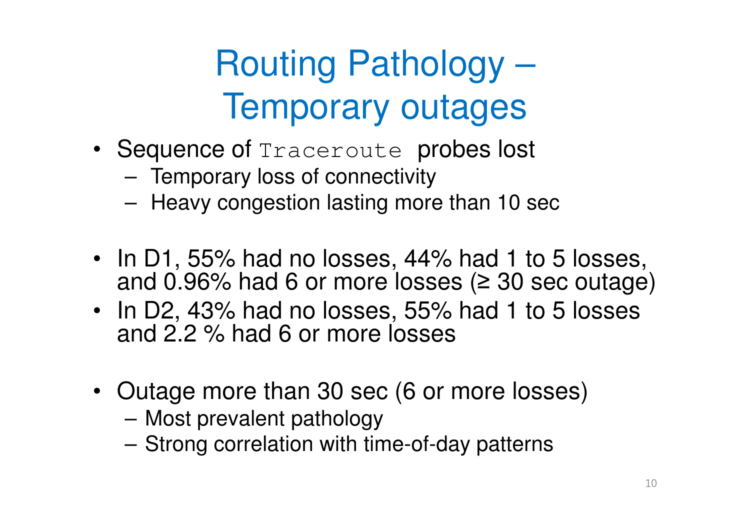# Routing Pathology – Temporary outages

- Sequence of `Traceroute` probes lost
  - Temporary loss of connectivity
  - Heavy congestion lasting more than 10 sec

- In D1, 55% had no losses, 44% had 1 to 5 losses, and 0.96% had 6 or more losses (≥ 30 sec outage)
- In D2, 43% had no losses, 55% had 1 to 5 losses and 2.2 % had 6 or more losses

- Outage more than 30 sec (6 or more losses)
  - Most prevalent pathology
  - Strong correlation with time-of-day patterns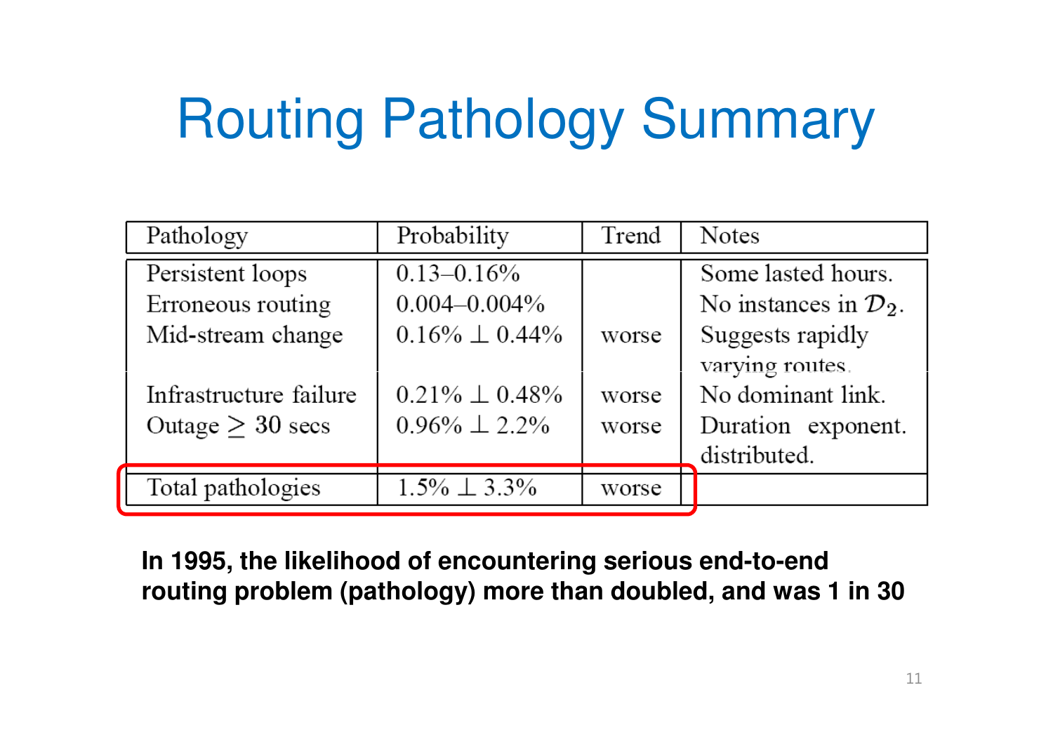# Routing Pathology Summary

| Pathology | Probability | Trend | Notes |
|---|---|---|---|
| Persistent loops | 0.13–0.16% | | Some lasted hours. |
| Erroneous routing | 0.004–0.004% | | No instances in $\mathcal{D}_2$. |
| Mid-stream change | 0.16% $\perp$ 0.44% | worse | Suggests rapidly varying routes. |
| Infrastructure failure | 0.21% $\perp$ 0.48% | worse | No dominant link. |
| Outage $\geq$ 30 secs | 0.96% $\perp$ 2.2% | worse | Duration exponent. distributed. |
| Total pathologies | 1.5% $\perp$ 3.3% | worse | |

**In 1995, the likelihood of encountering serious end-to-end routing problem (pathology) more than doubled, and was 1 in 30**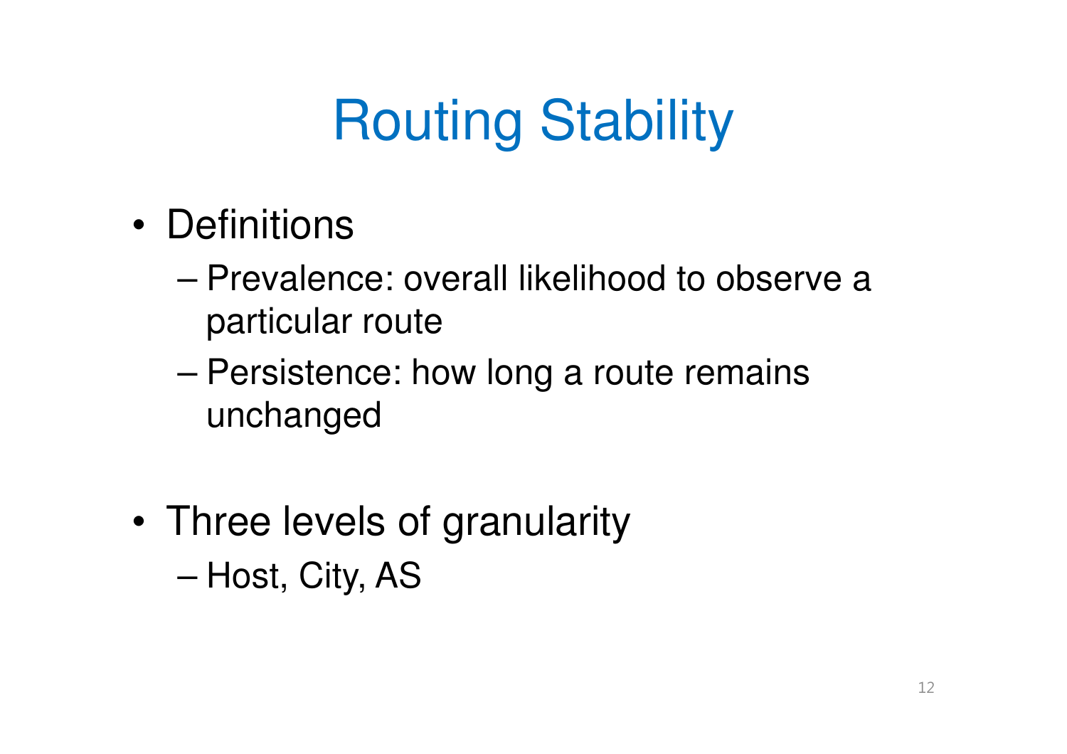# Routing Stability

- Definitions
  - Prevalence: overall likelihood to observe a particular route
  - Persistence: how long a route remains unchanged
- Three levels of granularity
  - Host, City, AS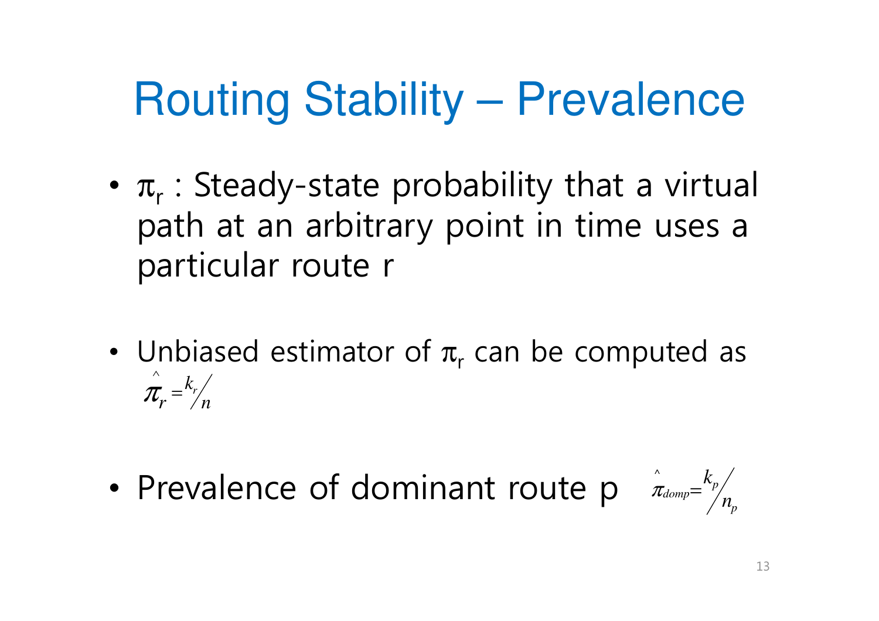# Routing Stability – Prevalence

- $\pi_r$ : Steady-state probability that a virtual path at an arbitrary point in time uses a particular route r

- Unbiased estimator of $\pi_r$ can be computed as $\hat{\pi}_r = k_r / n$

- Prevalence of dominant route p $\hat{\pi}_{domp} = k_p / n_p$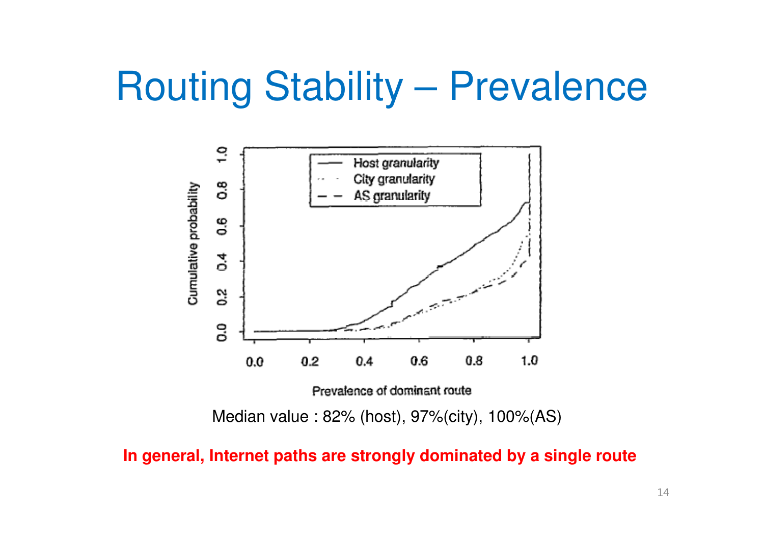# Routing Stability – Prevalence

Median value : 82% (host), 97%(city), 100%(AS)

**In general, Internet paths are strongly dominated by a single route**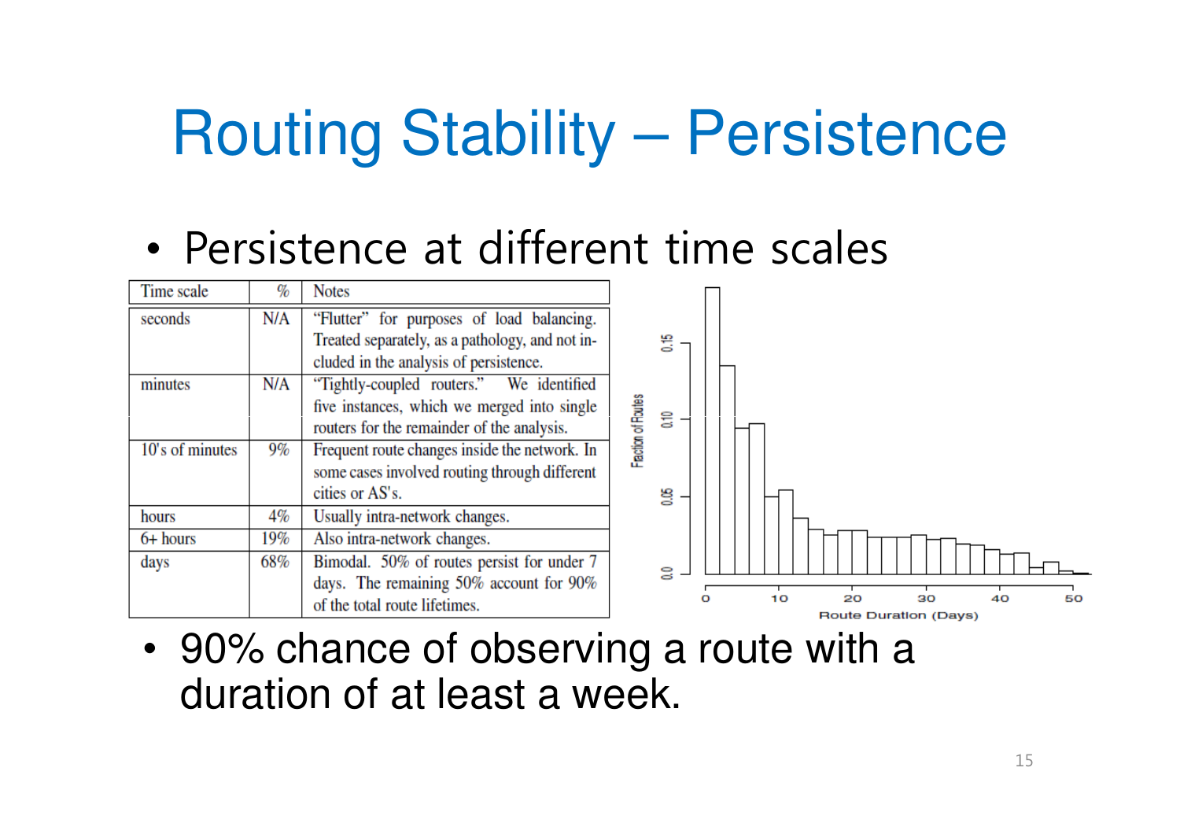# Routing Stability – Persistence

- Persistence at different time scales

| Time scale | % | Notes |
|---|---|---|
| seconds | N/A | "Flutter" for purposes of load balancing. Treated separately, as a pathology, and not included in the analysis of persistence. |
| minutes | N/A | "Tightly-coupled routers." We identified five instances, which we merged into single routers for the remainder of the analysis. |
| 10's of minutes | 9% | Frequent route changes inside the network. In some cases involved routing through different cities or AS's. |
| hours | 4% | Usually intra-network changes. |
| 6+ hours | 19% | Also intra-network changes. |
| days | 68% | Bimodal. 50% of routes persist for under 7 days. The remaining 50% account for 90% of the total route lifetimes. |

- 90% chance of observing a route with a duration of at least a week.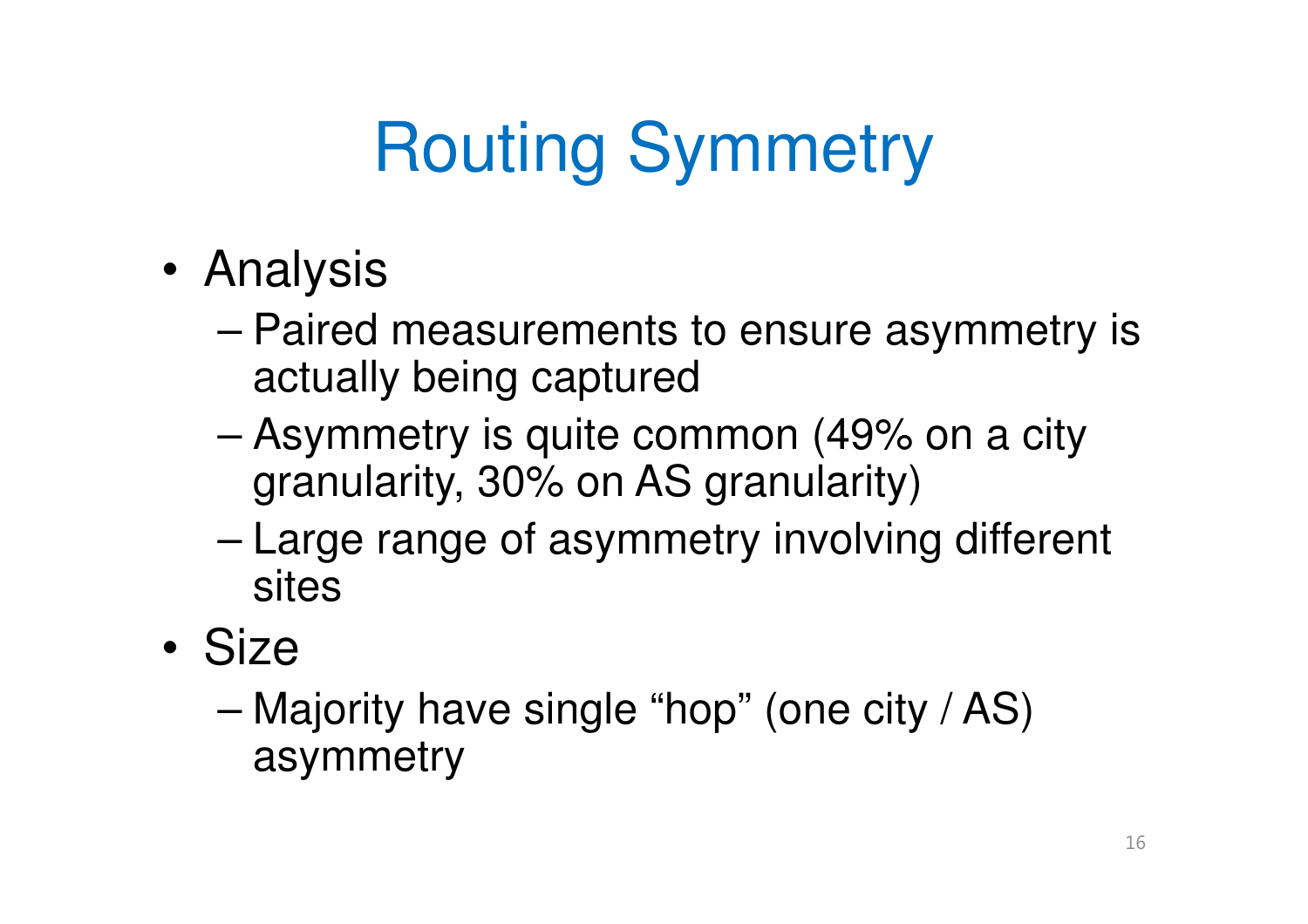# Routing Symmetry

- Analysis
  - Paired measurements to ensure asymmetry is actually being captured
  - Asymmetry is quite common (49% on a city granularity, 30% on AS granularity)
  - Large range of asymmetry involving different sites
- Size
  - Majority have single “hop” (one city / AS) asymmetry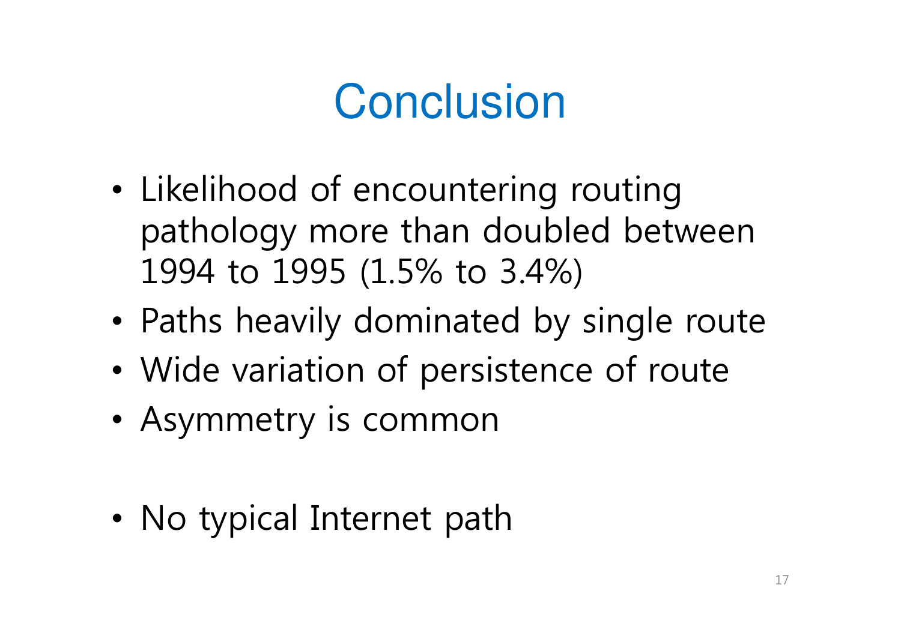# Conclusion

- Likelihood of encountering routing pathology more than doubled between 1994 to 1995 (1.5% to 3.4%)
- Paths heavily dominated by single route
- Wide variation of persistence of route
- Asymmetry is common

- No typical Internet path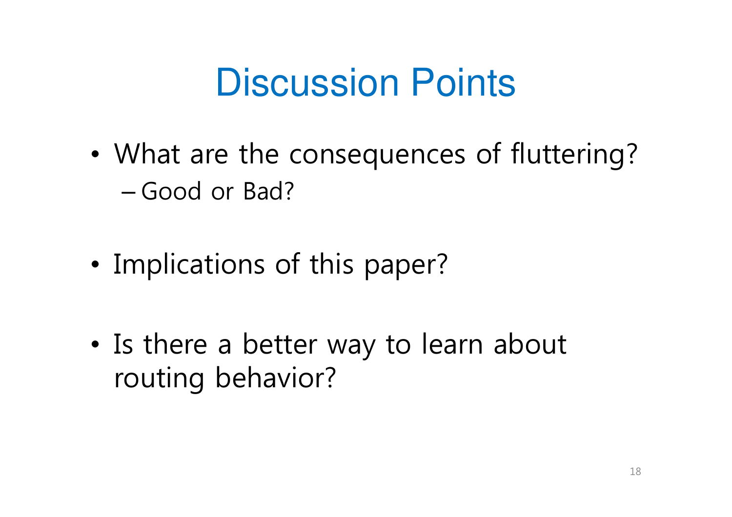# Discussion Points

- What are the consequences of fluttering?
  - Good or Bad?
- Implications of this paper?
- Is there a better way to learn about routing behavior?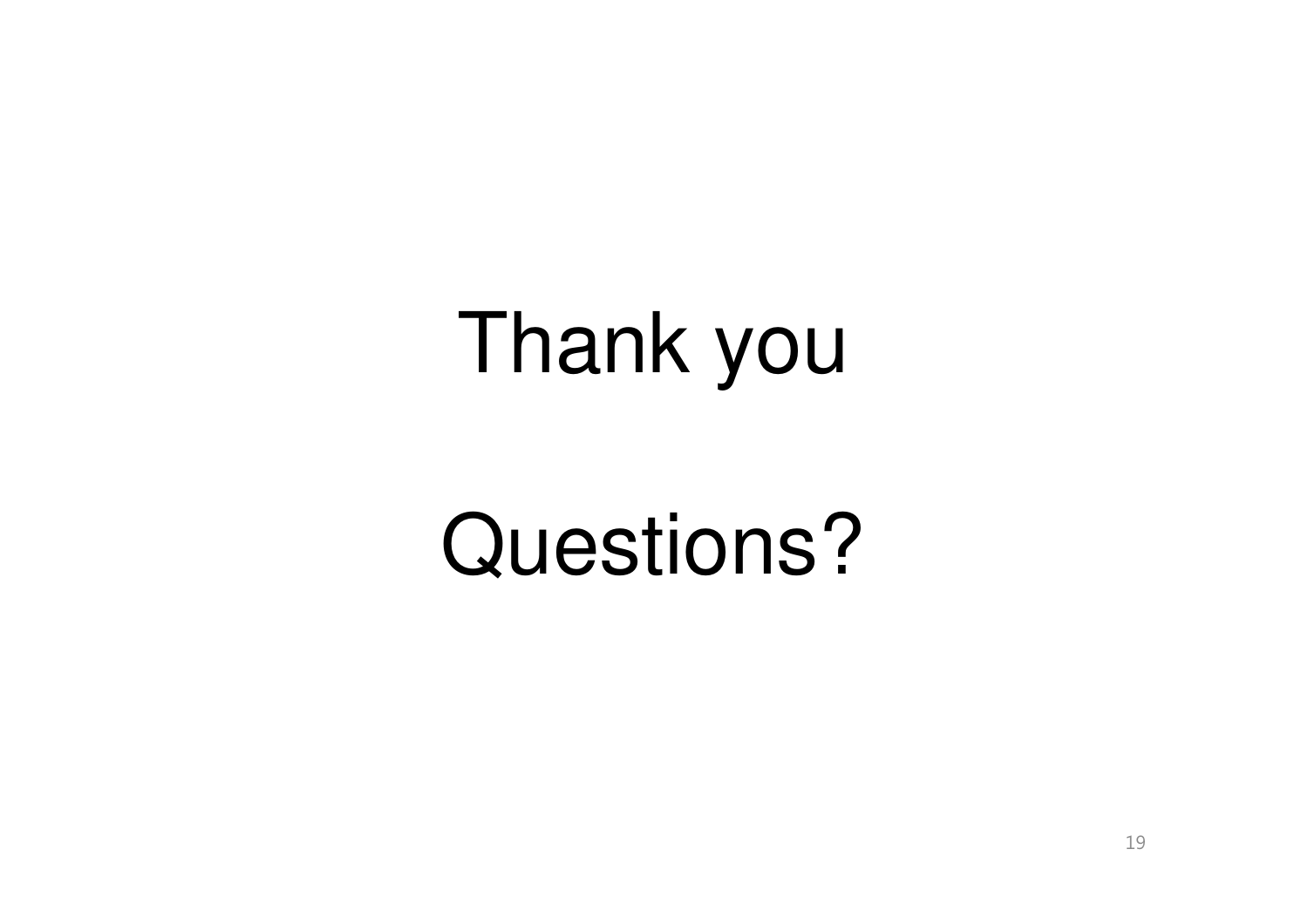# Thank you

# Questions?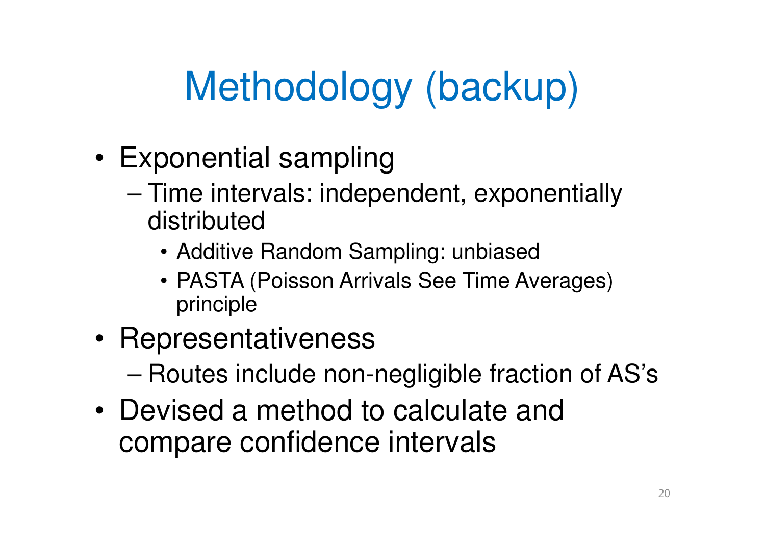# Methodology (backup)

- Exponential sampling
  - Time intervals: independent, exponentially distributed
    - Additive Random Sampling: unbiased
    - PASTA (Poisson Arrivals See Time Averages) principle
- Representativeness
  - Routes include non-negligible fraction of AS's
- Devised a method to calculate and compare confidence intervals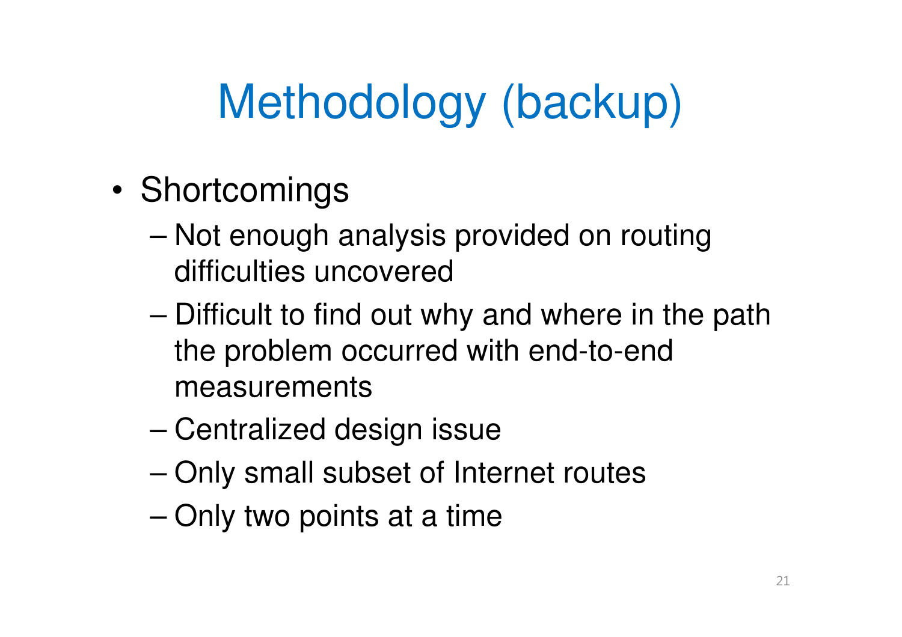# Methodology (backup)

- Shortcomings
  - Not enough analysis provided on routing difficulties uncovered
  - Difficult to find out why and where in the path the problem occurred with end-to-end measurements
  - Centralized design issue
  - Only small subset of Internet routes
  - Only two points at a time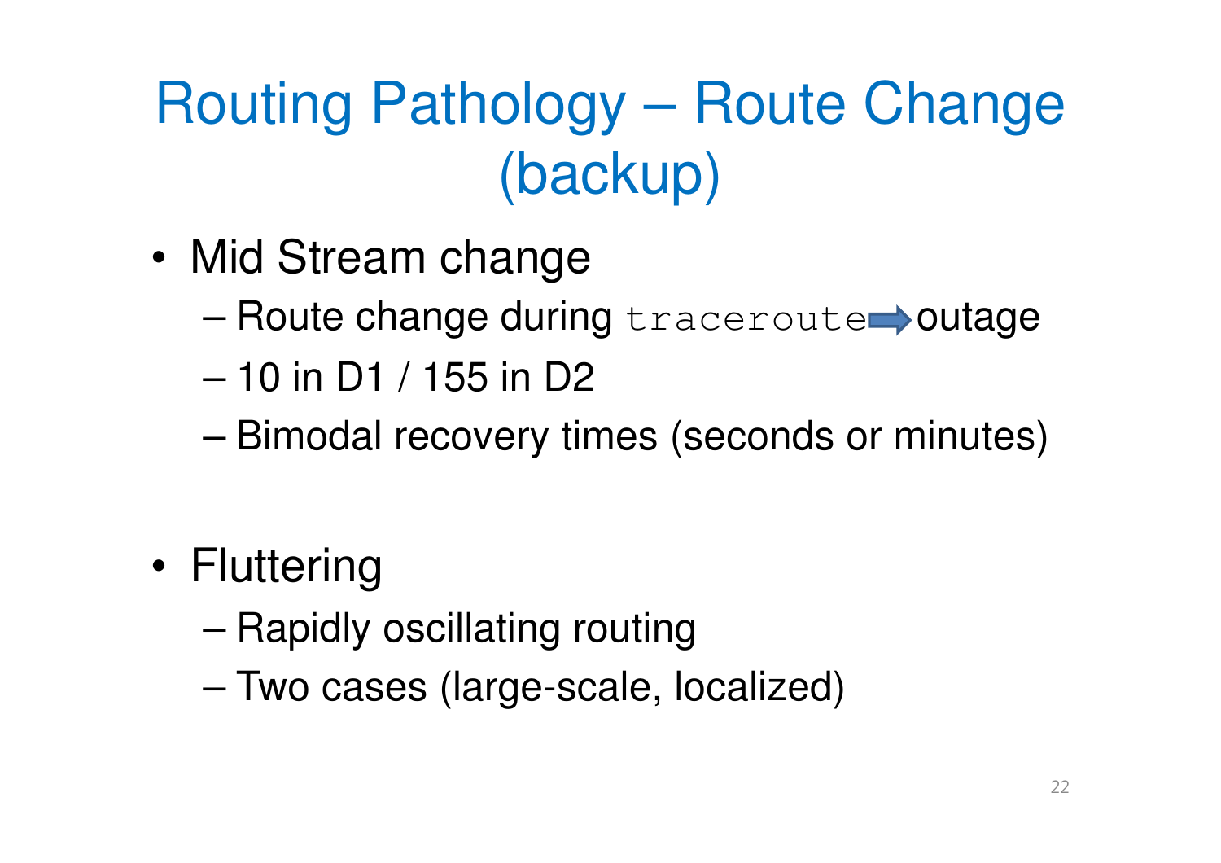# Routing Pathology – Route Change (backup)

- Mid Stream change
  - Route change during `traceroute` → outage
  - 10 in D1 / 155 in D2
  - Bimodal recovery times (seconds or minutes)

- Fluttering
  - Rapidly oscillating routing
  - Two cases (large-scale, localized)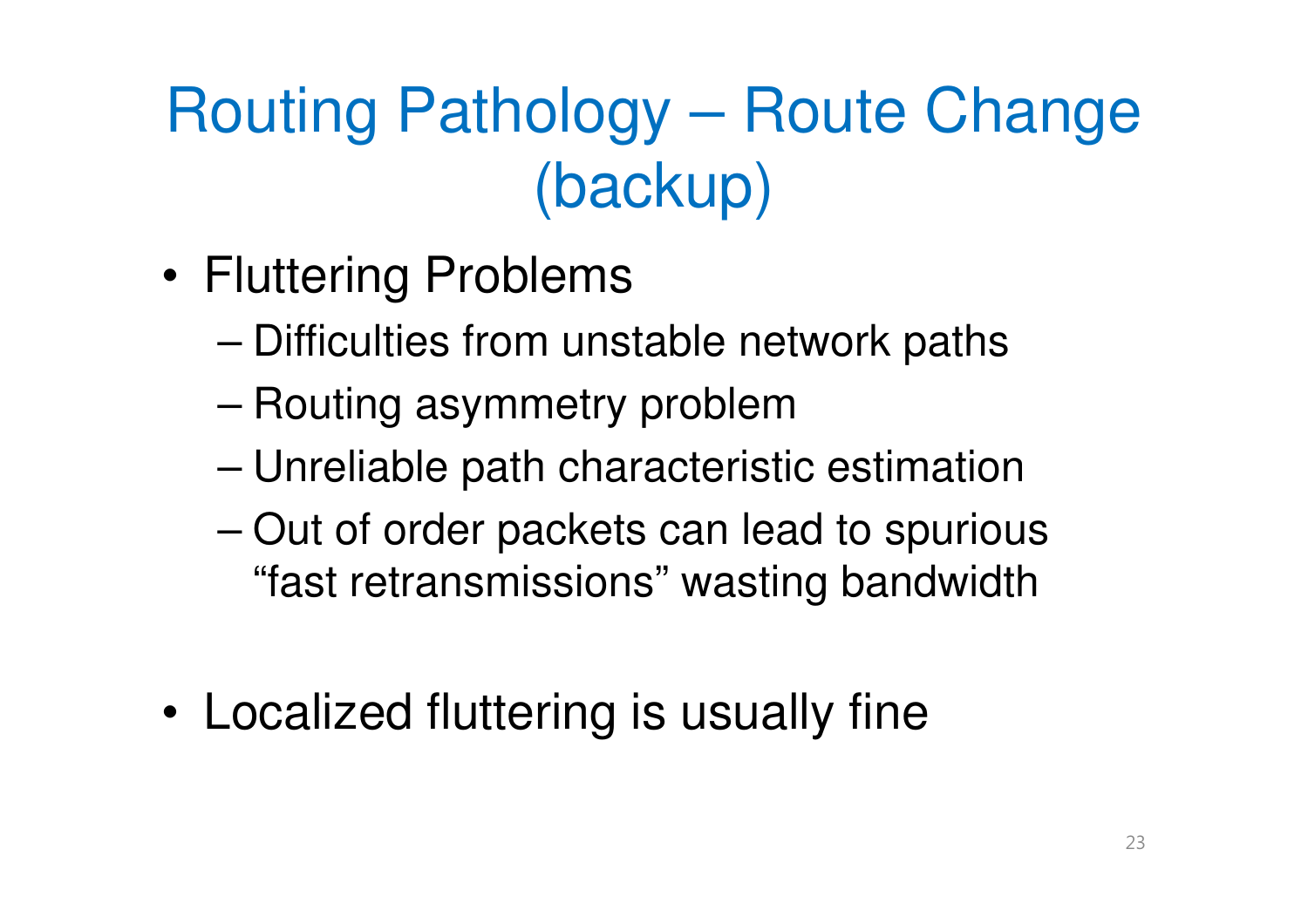# Routing Pathology – Route Change (backup)

- Fluttering Problems
  - Difficulties from unstable network paths
  - Routing asymmetry problem
  - Unreliable path characteristic estimation
  - Out of order packets can lead to spurious "fast retransmissions" wasting bandwidth

- Localized fluttering is usually fine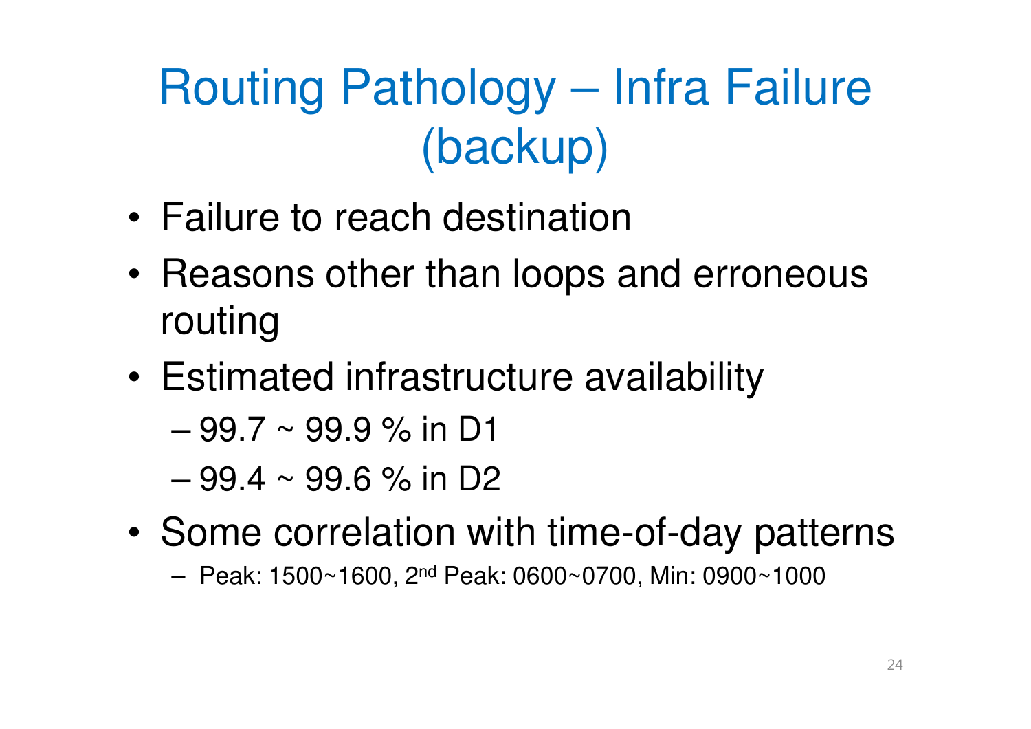# Routing Pathology – Infra Failure (backup)

- Failure to reach destination
- Reasons other than loops and erroneous routing
- Estimated infrastructure availability
  - 99.7 ~ 99.9 % in D1
  - 99.4 ~ 99.6 % in D2
- Some correlation with time-of-day patterns
  - Peak: 1500~1600, 2nd Peak: 0600~0700, Min: 0900~1000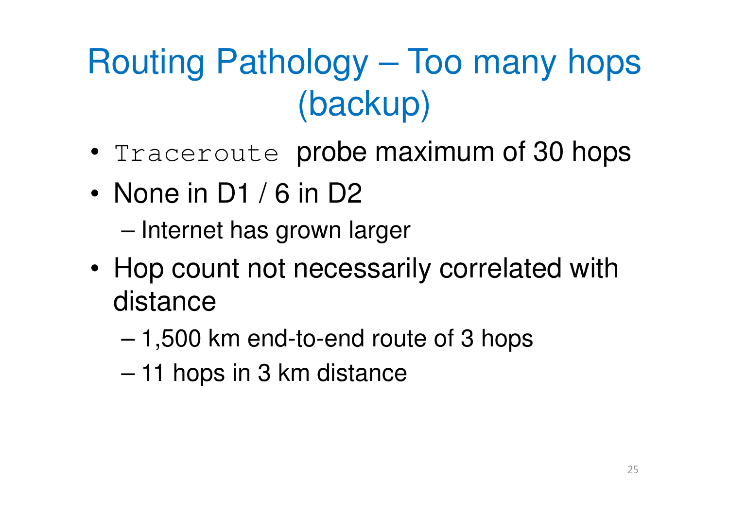# Routing Pathology – Too many hops (backup)

- `Traceroute` probe maximum of 30 hops
- None in D1 / 6 in D2
  - Internet has grown larger
- Hop count not necessarily correlated with distance
  - 1,500 km end-to-end route of 3 hops
  - 11 hops in 3 km distance